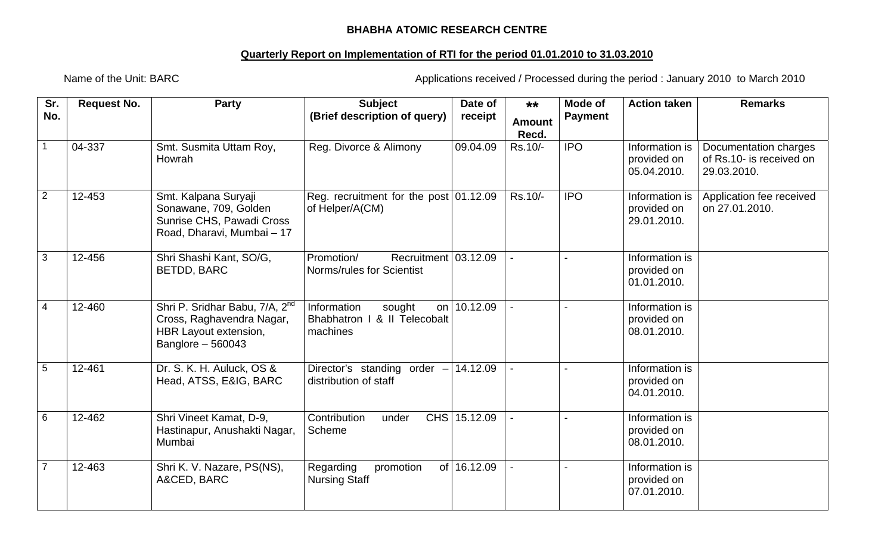**BHABHA ATOMIC RESEARCH CENTRE**

**Quarterly Report on Implementation of RTI for the period 01.01.2010 to 31.03.2010**

Name of the Unit: BARC

Applications received / Processed during the period : January 2010 to March 2010

| Sr. No. | Request No. | Party | Subject (Brief description of query) | Date of receipt | ** Amount Recd. | Mode of Payment | Action taken | Remarks |
|---|---|---|---|---|---|---|---|---|
| 1 | 04-337 | Smt. Susmita Uttam Roy, Howrah | Reg. Divorce & Alimony | 09.04.09 | Rs.10/- | IPO | Information is provided on 05.04.2010. | Documentation charges of Rs.10- is received on 29.03.2010. |
| 2 | 12-453 | Smt. Kalpana Suryaji Sonawane, 709, Golden Sunrise CHS, Pawadi Cross Road, Dharavi, Mumbai – 17 | Reg. recruitment for the post of Helper/A(CM) | 01.12.09 | Rs.10/- | IPO | Information is provided on 29.01.2010. | Application fee received on 27.01.2010. |
| 3 | 12-456 | Shri Shashi Kant, SO/G, BETDD, BARC | Promotion/ Recruitment Norms/rules for Scientist | 03.12.09 | - | - | Information is provided on 01.01.2010. | |
| 4 | 12-460 | Shri P. Sridhar Babu, 7/A, 2nd Cross, Raghavendra Nagar, HBR Layout extension, Banglore – 560043 | Information sought on Bhabhatron I & II Telecobalt machines | 10.12.09 | - | - | Information is provided on 08.01.2010. | |
| 5 | 12-461 | Dr. S. K. H. Auluck, OS & Head, ATSS, E&IG, BARC | Director's standing order – distribution of staff | 14.12.09 | - | - | Information is provided on 04.01.2010. | |
| 6 | 12-462 | Shri Vineet Kamat, D-9, Hastinapur, Anushakti Nagar, Mumbai | Contribution under CHS Scheme | 15.12.09 | - | - | Information is provided on 08.01.2010. | |
| 7 | 12-463 | Shri K. V. Nazare, PS(NS), A&CED, BARC | Regarding promotion of Nursing Staff | 16.12.09 | - | - | Information is provided on 07.01.2010. | |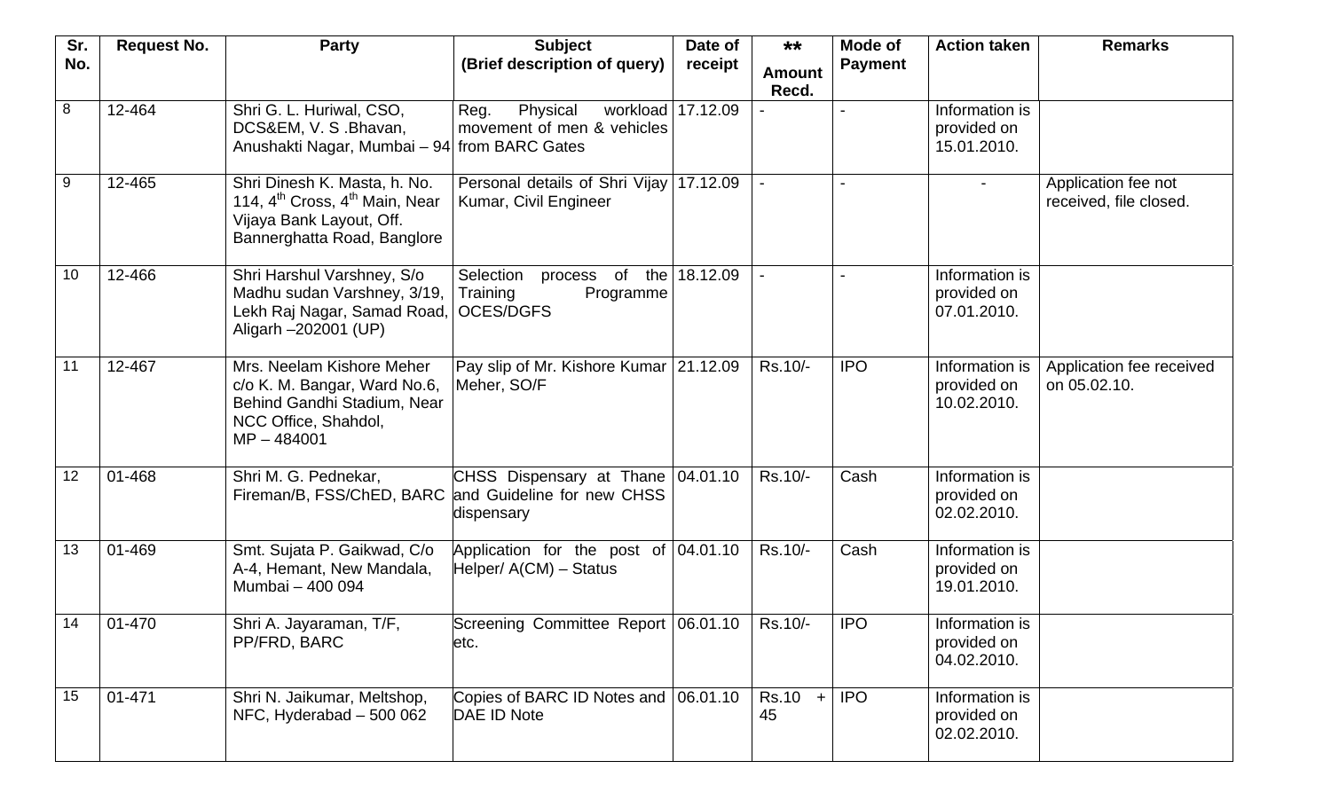| Sr. No. | Request No. | Party | Subject (Brief description of query) | Date of receipt | ** Amount Recd. | Mode of Payment | Action taken | Remarks |
|---|---|---|---|---|---|---|---|---|
| 8 | 12-464 | Shri G. L. Huriwal, CSO, DCS&EM, V. S .Bhavan, Anushakti Nagar, Mumbai – 94 | Reg. Physical workload movement of men & vehicles from BARC Gates | 17.12.09 | - | - | Information is provided on 15.01.2010. | |
| 9 | 12-465 | Shri Dinesh K. Masta, h. No. 114, 4th Cross, 4th Main, Near Vijaya Bank Layout, Off. Bannerghatta Road, Banglore | Personal details of Shri Vijay Kumar, Civil Engineer | 17.12.09 | - | - | - | Application fee not received, file closed. |
| 10 | 12-466 | Shri Harshul Varshney, S/o Madhu sudan Varshney, 3/19, Lekh Raj Nagar, Samad Road, Aligarh –202001 (UP) | Selection process of the Training Programme OCES/DGFS | 18.12.09 | - | - | Information is provided on 07.01.2010. | |
| 11 | 12-467 | Mrs. Neelam Kishore Meher c/o K. M. Bangar, Ward No.6, Behind Gandhi Stadium, Near NCC Office, Shahdol, MP – 484001 | Pay slip of Mr. Kishore Kumar Meher, SO/F | 21.12.09 | Rs.10/- | IPO | Information is provided on 10.02.2010. | Application fee received on 05.02.10. |
| 12 | 01-468 | Shri M. G. Pednekar, Fireman/B, FSS/ChED, BARC | CHSS Dispensary at Thane and Guideline for new CHSS dispensary | 04.01.10 | Rs.10/- | Cash | Information is provided on 02.02.2010. | |
| 13 | 01-469 | Smt. Sujata P. Gaikwad, C/o A-4, Hemant, New Mandala, Mumbai – 400 094 | Application for the post of Helper/ A(CM) – Status | 04.01.10 | Rs.10/- | Cash | Information is provided on 19.01.2010. | |
| 14 | 01-470 | Shri A. Jayaraman, T/F, PP/FRD, BARC | Screening Committee Report etc. | 06.01.10 | Rs.10/- | IPO | Information is provided on 04.02.2010. | |
| 15 | 01-471 | Shri N. Jaikumar, Meltshop, NFC, Hyderabad – 500 062 | Copies of BARC ID Notes and DAE ID Note | 06.01.10 | Rs.10 + 45 | IPO | Information is provided on 02.02.2010. | |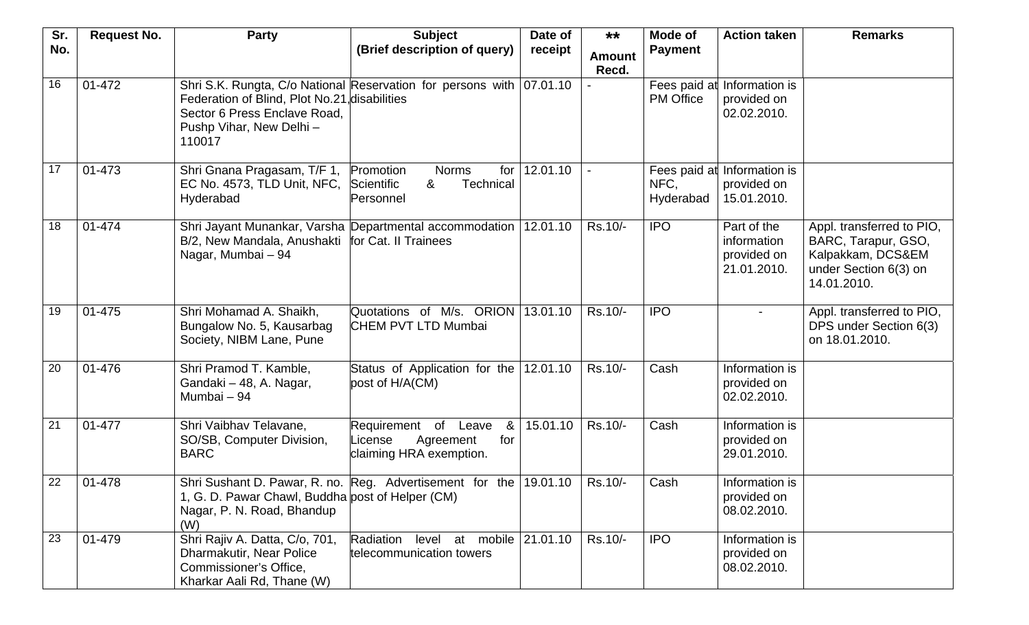| Sr. No. | Request No. | Party | Subject (Brief description of query) | Date of receipt | ** Amount Recd. | Mode of Payment | Action taken | Remarks |
|---|---|---|---|---|---|---|---|---|
| 16 | 01-472 | Shri S.K. Rungta, C/o National Federation of Blind, Plot No.21, Sector 6 Press Enclave Road, Pushp Vihar, New Delhi – 110017 | Reservation for persons with disabilities | 07.01.10 | - | Fees paid at PM Office | Information is provided on 02.02.2010. | |
| 17 | 01-473 | Shri Gnana Pragasam, T/F 1, EC No. 4573, TLD Unit, NFC, Hyderabad | Promotion Norms for Scientific & Technical Personnel | 12.01.10 | - | Fees paid at NFC, Hyderabad | Information is provided on 15.01.2010. | |
| 18 | 01-474 | Shri Jayant Munankar, Varsha B/2, New Mandala, Anushakti Nagar, Mumbai – 94 | Departmental accommodation for Cat. II Trainees | 12.01.10 | Rs.10/- | IPO | Part of the information provided on 21.01.2010. | Appl. transferred to PIO, BARC, Tarapur, GSO, Kalpakkam, DCS&EM under Section 6(3) on 14.01.2010. |
| 19 | 01-475 | Shri Mohamad A. Shaikh, Bungalow No. 5, Kausarbag Society, NIBM Lane, Pune | Quotations of M/s. ORION CHEM PVT LTD Mumbai | 13.01.10 | Rs.10/- | IPO | - | Appl. transferred to PIO, DPS under Section 6(3) on 18.01.2010. |
| 20 | 01-476 | Shri Pramod T. Kamble, Gandaki – 48, A. Nagar, Mumbai – 94 | Status of Application for the post of H/A(CM) | 12.01.10 | Rs.10/- | Cash | Information is provided on 02.02.2010. | |
| 21 | 01-477 | Shri Vaibhav Telavane, SO/SB, Computer Division, BARC | Requirement of Leave & License Agreement for claiming HRA exemption. | 15.01.10 | Rs.10/- | Cash | Information is provided on 29.01.2010. | |
| 22 | 01-478 | Shri Sushant D. Pawar, R. no. 1, G. D. Pawar Chawl, Buddha Nagar, P. N. Road, Bhandup (W) | Reg. Advertisement for the post of Helper (CM) | 19.01.10 | Rs.10/- | Cash | Information is provided on 08.02.2010. | |
| 23 | 01-479 | Shri Rajiv A. Datta, C/o, 701, Dharmakutir, Near Police Commissioner's Office, Kharkar Aali Rd, Thane (W) | Radiation level at mobile telecommunication towers | 21.01.10 | Rs.10/- | IPO | Information is provided on 08.02.2010. | |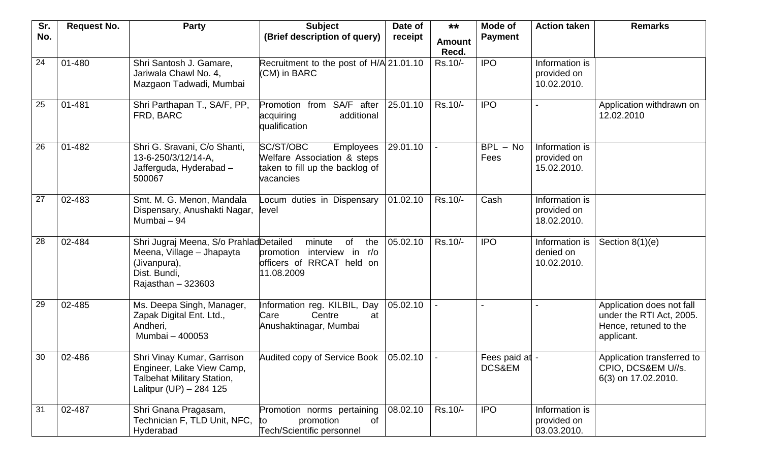| Sr. No. | Request No. | Party | Subject (Brief description of query) | Date of receipt | ** Amount Recd. | Mode of Payment | Action taken | Remarks |
|---|---|---|---|---|---|---|---|---|
| 24 | 01-480 | Shri Santosh J. Gamare, Jariwala Chawl No. 4, Mazgaon Tadwadi, Mumbai | Recruitment to the post of H/A (CM) in BARC | 21.01.10 | Rs.10/- | IPO | Information is provided on 10.02.2010. | |
| 25 | 01-481 | Shri Parthapan T., SA/F, PP, FRD, BARC | Promotion from SA/F after acquiring additional qualification | 25.01.10 | Rs.10/- | IPO | - | Application withdrawn on 12.02.2010 |
| 26 | 01-482 | Shri G. Sravani, C/o Shanti, 13-6-250/3/12/14-A, Jafferguda, Hyderabad – 500067 | SC/ST/OBC Employees Welfare Association & steps taken to fill up the backlog of vacancies | 29.01.10 | - | BPL – No Fees | Information is provided on 15.02.2010. | |
| 27 | 02-483 | Smt. M. G. Menon, Mandala Dispensary, Anushakti Nagar, Mumbai – 94 | Locum duties in Dispensary level | 01.02.10 | Rs.10/- | Cash | Information is provided on 18.02.2010. | |
| 28 | 02-484 | Shri Jugraj Meena, S/o Prahlad Meena, Village – Jhapayta (Jivanpura), Dist. Bundi, Rajasthan – 323603 | Detailed minute of the promotion interview in r/o officers of RRCAT held on 11.08.2009 | 05.02.10 | Rs.10/- | IPO | Information is denied on 10.02.2010. | Section 8(1)(e) |
| 29 | 02-485 | Ms. Deepa Singh, Manager, Zapak Digital Ent. Ltd., Andheri, Mumbai – 400053 | Information reg. KILBIL, Day Care Centre at Anushaktinagar, Mumbai | 05.02.10 | - | - | - | Application does not fall under the RTI Act, 2005. Hence, retuned to the applicant. |
| 30 | 02-486 | Shri Vinay Kumar, Garrison Engineer, Lake View Camp, Talbehat Military Station, Lalitpur (UP) – 284 125 | Audited copy of Service Book | 05.02.10 | - | Fees paid at DCS&EM | - | Application transferred to CPIO, DCS&EM U//s. 6(3) on 17.02.2010. |
| 31 | 02-487 | Shri Gnana Pragasam, Technician F, TLD Unit, NFC, Hyderabad | Promotion norms pertaining to promotion of Tech/Scientific personnel | 08.02.10 | Rs.10/- | IPO | Information is provided on 03.03.2010. | |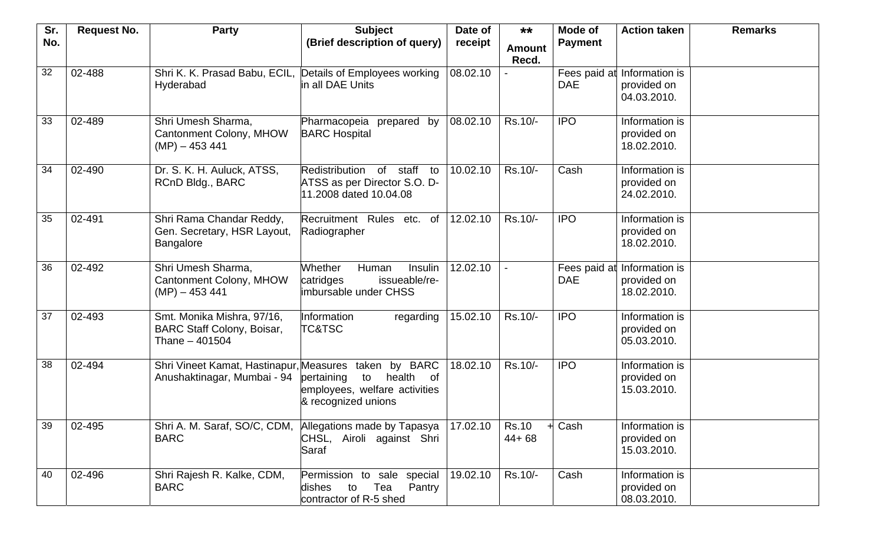| Sr. No. | Request No. | Party | Subject (Brief description of query) | Date of receipt | ** Amount Recd. | Mode of Payment | Action taken | Remarks |
|---|---|---|---|---|---|---|---|---|
| 32 | 02-488 | Shri K. K. Prasad Babu, ECIL, Hyderabad | Details of Employees working in all DAE Units | 08.02.10 | - | Fees paid at DAE | Information is provided on 04.03.2010. | |
| 33 | 02-489 | Shri Umesh Sharma, Cantonment Colony, MHOW (MP) – 453 441 | Pharmacopeia prepared by BARC Hospital | 08.02.10 | Rs.10/- | IPO | Information is provided on 18.02.2010. | |
| 34 | 02-490 | Dr. S. K. H. Auluck, ATSS, RCnD Bldg., BARC | Redistribution of staff to ATSS as per Director S.O. D-11.2008 dated 10.04.08 | 10.02.10 | Rs.10/- | Cash | Information is provided on 24.02.2010. | |
| 35 | 02-491 | Shri Rama Chandar Reddy, Gen. Secretary, HSR Layout, Bangalore | Recruitment Rules etc. of Radiographer | 12.02.10 | Rs.10/- | IPO | Information is provided on 18.02.2010. | |
| 36 | 02-492 | Shri Umesh Sharma, Cantonment Colony, MHOW (MP) – 453 441 | Whether Human Insulin catridges issueable/re-imbursable under CHSS | 12.02.10 | - | Fees paid at DAE | Information is provided on 18.02.2010. | |
| 37 | 02-493 | Smt. Monika Mishra, 97/16, BARC Staff Colony, Boisar, Thane – 401504 | Information regarding TC&TSC | 15.02.10 | Rs.10/- | IPO | Information is provided on 05.03.2010. | |
| 38 | 02-494 | Shri Vineet Kamat, Hastinapur, Anushaktinagar, Mumbai - 94 | Measures taken by BARC pertaining to health of employees, welfare activities & recognized unions | 18.02.10 | Rs.10/- | IPO | Information is provided on 15.03.2010. | |
| 39 | 02-495 | Shri A. M. Saraf, SO/C, CDM, BARC | Allegations made by Tapasya CHSL, Airoli against Shri Saraf | 17.02.10 | Rs.10 + 44+ 68 | Cash | Information is provided on 15.03.2010. | |
| 40 | 02-496 | Shri Rajesh R. Kalke, CDM, BARC | Permission to sale special dishes to Tea Pantry contractor of R-5 shed | 19.02.10 | Rs.10/- | Cash | Information is provided on 08.03.2010. | |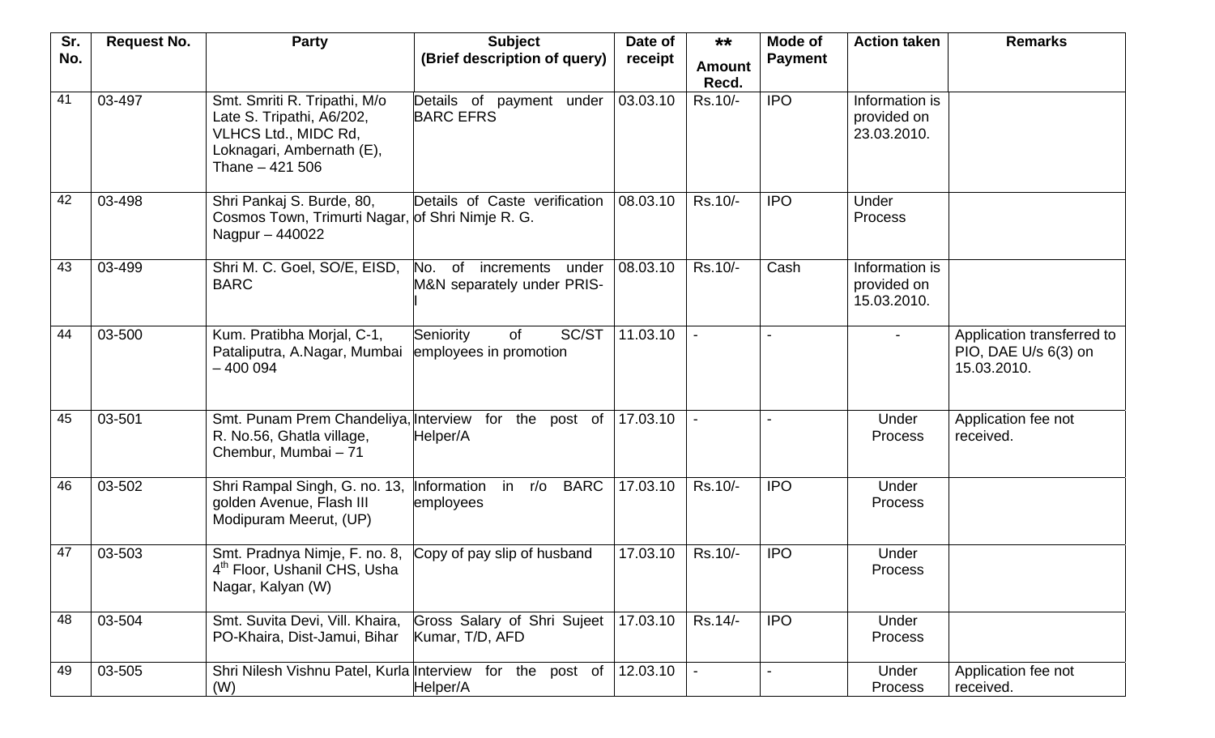| Sr. No. | Request No. | Party | Subject (Brief description of query) | Date of receipt | ** Amount Recd. | Mode of Payment | Action taken | Remarks |
|---|---|---|---|---|---|---|---|---|
| 41 | 03-497 | Smt. Smriti R. Tripathi, M/o Late S. Tripathi, A6/202, VLHCS Ltd., MIDC Rd, Loknagari, Ambernath (E), Thane – 421 506 | Details of payment under BARC EFRS | 03.03.10 | Rs.10/- | IPO | Information is provided on 23.03.2010. | |
| 42 | 03-498 | Shri Pankaj S. Burde, 80, Cosmos Town, Trimurti Nagar, Nagpur – 440022 | Details of Caste verification of Shri Nimje R. G. | 08.03.10 | Rs.10/- | IPO | Under Process | |
| 43 | 03-499 | Shri M. C. Goel, SO/E, EISD, BARC | No. of increments under M&N separately under PRIS-I | 08.03.10 | Rs.10/- | Cash | Information is provided on 15.03.2010. | |
| 44 | 03-500 | Kum. Pratibha Morjal, C-1, Pataliputra, A.Nagar, Mumbai – 400 094 | Seniority of SC/ST employees in promotion | 11.03.10 | - | - | - | Application transferred to PIO, DAE U/s 6(3) on 15.03.2010. |
| 45 | 03-501 | Smt. Punam Prem Chandeliya, R. No.56, Ghatla village, Chembur, Mumbai – 71 | Interview for the post of Helper/A | 17.03.10 | - | - | Under Process | Application fee not received. |
| 46 | 03-502 | Shri Rampal Singh, G. no. 13, golden Avenue, Flash III Modipuram Meerut, (UP) | Information in r/o BARC employees | 17.03.10 | Rs.10/- | IPO | Under Process | |
| 47 | 03-503 | Smt. Pradnya Nimje, F. no. 8, 4th Floor, Ushanil CHS, Usha Nagar, Kalyan (W) | Copy of pay slip of husband | 17.03.10 | Rs.10/- | IPO | Under Process | |
| 48 | 03-504 | Smt. Suvita Devi, Vill. Khaira, PO-Khaira, Dist-Jamui, Bihar | Gross Salary of Shri Sujeet Kumar, T/D, AFD | 17.03.10 | Rs.14/- | IPO | Under Process | |
| 49 | 03-505 | Shri Nilesh Vishnu Patel, Kurla (W) | Interview for the post of Helper/A | 12.03.10 | - | - | Under Process | Application fee not received. |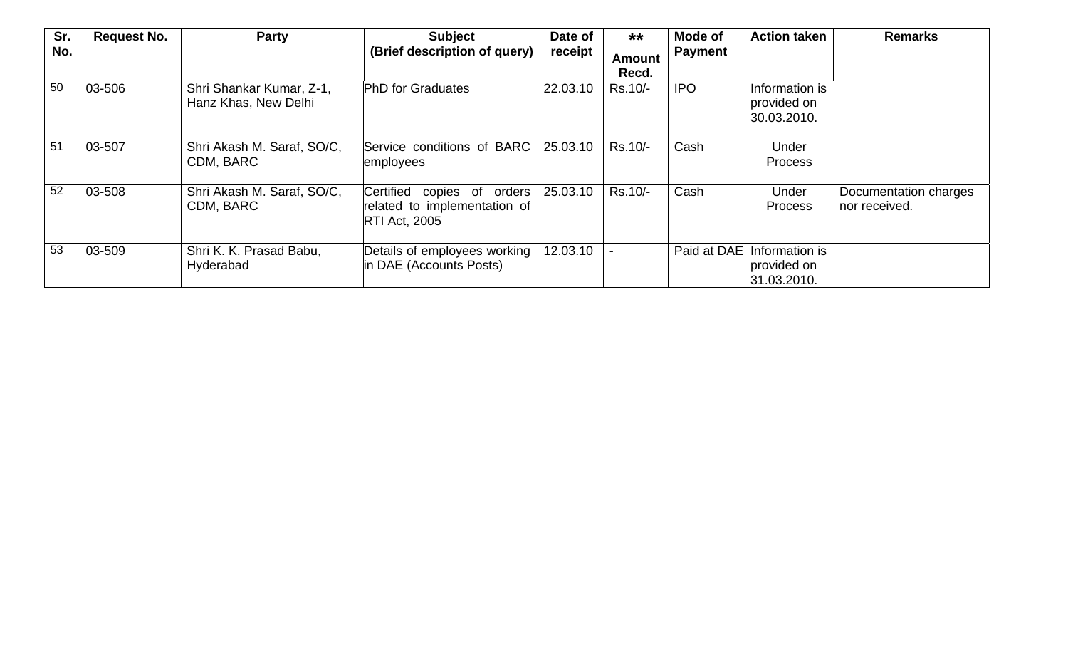| Sr. No. | Request No. | Party | Subject (Brief description of query) | Date of receipt | ** Amount Recd. | Mode of Payment | Action taken | Remarks |
|---|---|---|---|---|---|---|---|---|
| 50 | 03-506 | Shri Shankar Kumar, Z-1, Hanz Khas, New Delhi | PhD for Graduates | 22.03.10 | Rs.10/- | IPO | Information is provided on 30.03.2010. | |
| 51 | 03-507 | Shri Akash M. Saraf, SO/C, CDM, BARC | Service conditions of BARC employees | 25.03.10 | Rs.10/- | Cash | Under Process | |
| 52 | 03-508 | Shri Akash M. Saraf, SO/C, CDM, BARC | Certified copies of orders related to implementation of RTI Act, 2005 | 25.03.10 | Rs.10/- | Cash | Under Process | Documentation charges nor received. |
| 53 | 03-509 | Shri K. K. Prasad Babu, Hyderabad | Details of employees working in DAE (Accounts Posts) | 12.03.10 | - | Paid at DAE | Information is provided on 31.03.2010. | |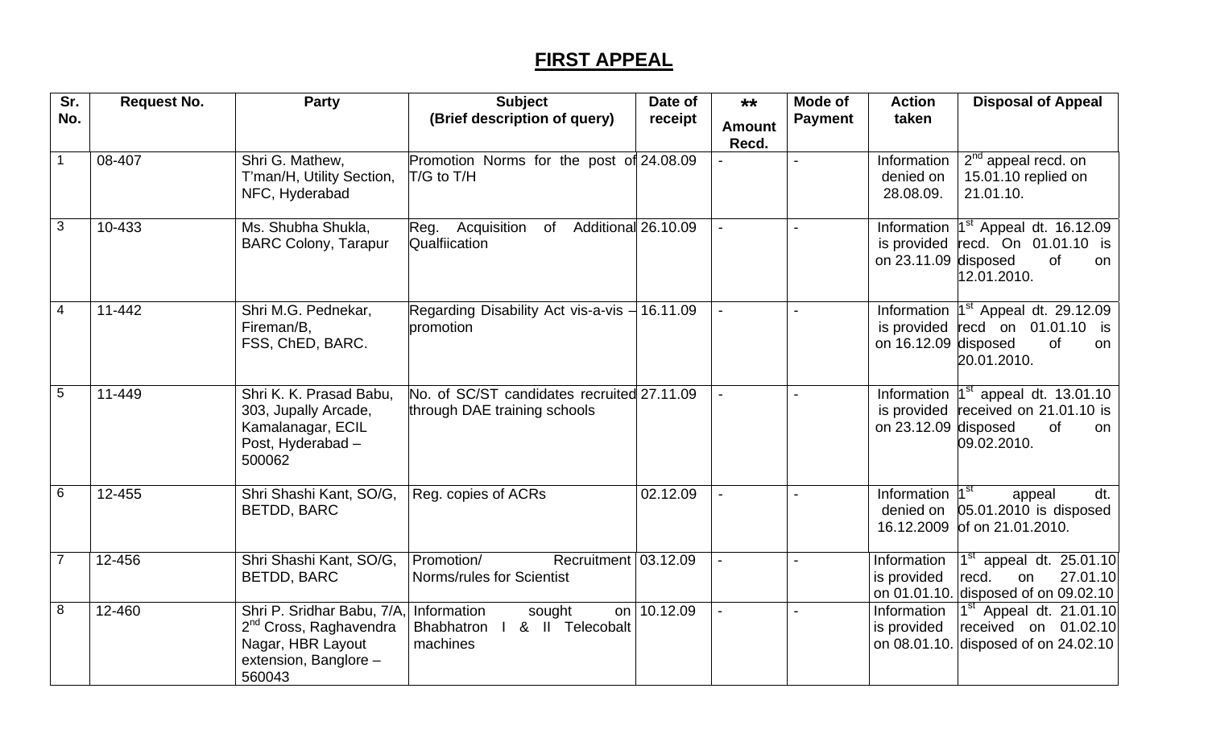## FIRST APPEAL

| Sr. No. | Request No. | Party | Subject (Brief description of query) | Date of receipt | ** Amount Recd. | Mode of Payment | Action taken | Disposal of Appeal |
|---|---|---|---|---|---|---|---|---|
| 1 | 08-407 | Shri G. Mathew, T'man/H, Utility Section, NFC, Hyderabad | Promotion Norms for the post of T/G to T/H | 24.08.09 | - | - | Information denied on 28.08.09. | 2nd appeal recd. on 15.01.10 replied on 21.01.10. |
| 3 | 10-433 | Ms. Shubha Shukla, BARC Colony, Tarapur | Reg. Acquisition of Additional Qualfiication | 26.10.09 | - | - | Information is provided on 23.11.09 | 1st Appeal dt. 16.12.09 recd. On 01.01.10 is disposed of on 12.01.2010. |
| 4 | 11-442 | Shri M.G. Pednekar, Fireman/B, FSS, ChED, BARC. | Regarding Disability Act vis-a-vis – promotion | 16.11.09 | - | - | Information is provided on 16.12.09 | 1st Appeal dt. 29.12.09 recd on 01.01.10 is disposed of on 20.01.2010. |
| 5 | 11-449 | Shri K. K. Prasad Babu, 303, Jupally Arcade, Kamalanagar, ECIL Post, Hyderabad – 500062 | No. of SC/ST candidates recruited through DAE training schools | 27.11.09 | - | - | Information is provided on 23.12.09 | 1st appeal dt. 13.01.10 received on 21.01.10 is disposed of on 09.02.2010. |
| 6 | 12-455 | Shri Shashi Kant, SO/G, BETDD, BARC | Reg. copies of ACRs | 02.12.09 | - | - | Information denied on 16.12.2009 | 1st appeal dt. 05.01.2010 is disposed of on 21.01.2010. |
| 7 | 12-456 | Shri Shashi Kant, SO/G, BETDD, BARC | Promotion/ Recruitment Norms/rules for Scientist | 03.12.09 | - | - | Information is provided on 01.01.10. | 1st appeal dt. 25.01.10 recd. on 27.01.10 disposed of on 09.02.10 |
| 8 | 12-460 | Shri P. Sridhar Babu, 7/A, 2nd Cross, Raghavendra Nagar, HBR Layout extension, Banglore – 560043 | Information sought on Bhabhatron I & II Telecobalt machines | 10.12.09 | - | - | Information is provided on 08.01.10. | 1st Appeal dt. 21.01.10 received on 01.02.10 disposed of on 24.02.10 |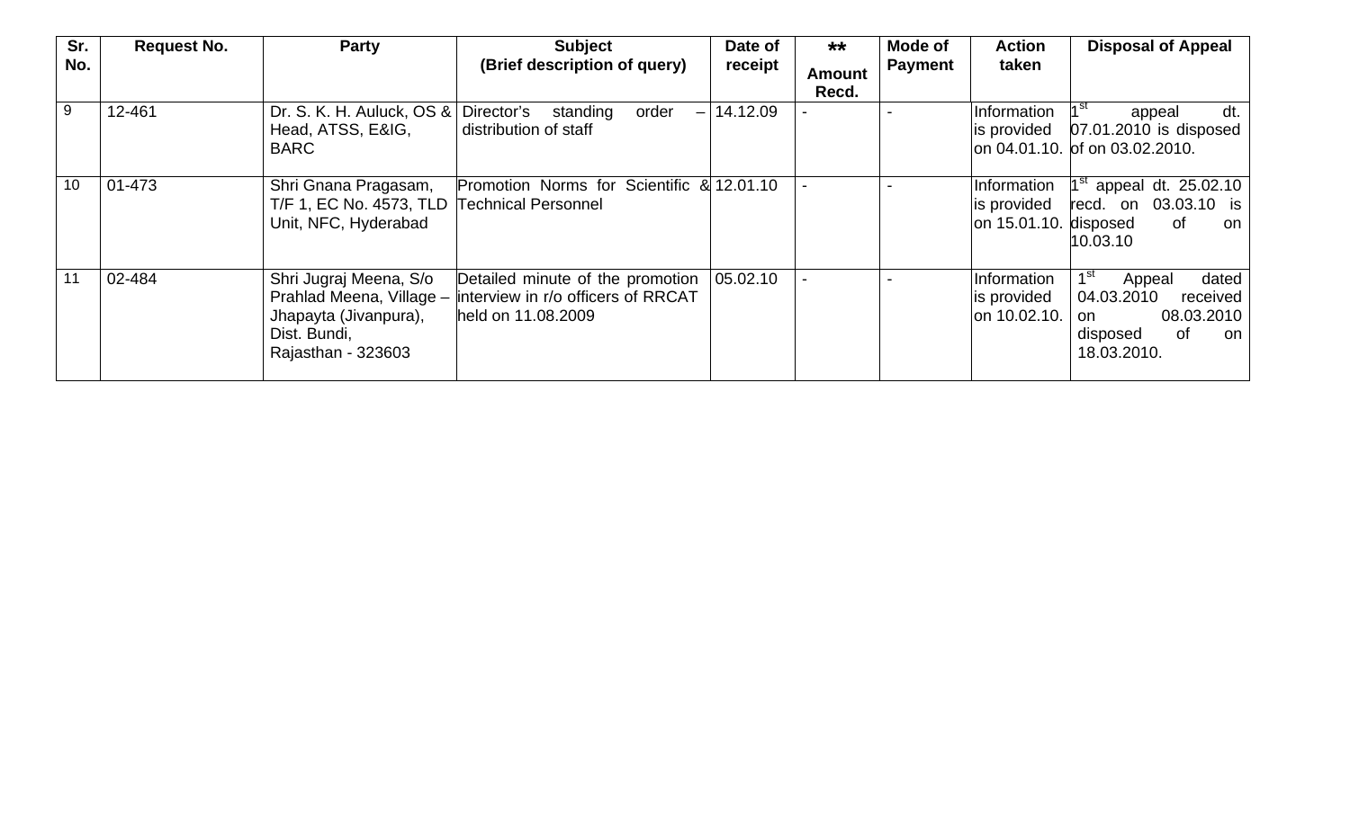| Sr. No. | Request No. | Party | Subject (Brief description of query) | Date of receipt | ** Amount Recd. | Mode of Payment | Action taken | Disposal of Appeal |
|---|---|---|---|---|---|---|---|---|
| 9 | 12-461 | Dr. S. K. H. Auluck, OS & Head, ATSS, E&IG, BARC | Director's standing order – distribution of staff | 14.12.09 | - | - | Information is provided on 04.01.10. | 1st appeal dt. 07.01.2010 is disposed of on 03.02.2010. |
| 10 | 01-473 | Shri Gnana Pragasam, T/F 1, EC No. 4573, TLD Unit, NFC, Hyderabad | Promotion Norms for Scientific & Technical Personnel | 12.01.10 | - | - | Information is provided on 15.01.10. | 1st appeal dt. 25.02.10 recd. on 03.03.10 is disposed of on 10.03.10 |
| 11 | 02-484 | Shri Jugraj Meena, S/o Prahlad Meena, Village – Jhapayta (Jivanpura), Dist. Bundi, Rajasthan - 323603 | Detailed minute of the promotion interview in r/o officers of RRCAT held on 11.08.2009 | 05.02.10 | - | - | Information is provided on 10.02.10. | 1st Appeal dated 04.03.2010 received on 08.03.2010 disposed of on 18.03.2010. |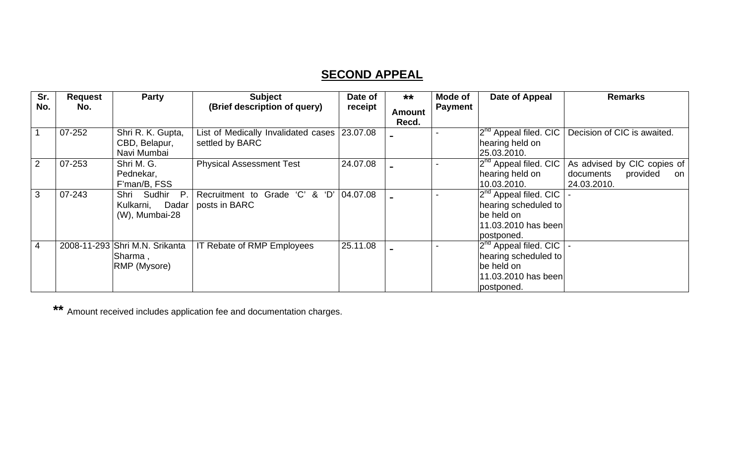## SECOND APPEAL

| Sr. No. | Request No. | Party | Subject (Brief description of query) | Date of receipt | ** Amount Recd. | Mode of Payment | Date of Appeal | Remarks |
|---|---|---|---|---|---|---|---|---|
| 1 | 07-252 | Shri R. K. Gupta, CBD, Belapur, Navi Mumbai | List of Medically Invalidated cases settled by BARC | 23.07.08 | - | - | 2nd Appeal filed. CIC hearing held on 25.03.2010. | Decision of CIC is awaited. |
| 2 | 07-253 | Shri M. G. Pednekar, F'man/B, FSS | Physical Assessment Test | 24.07.08 | - | - | 2nd Appeal filed. CIC hearing held on 10.03.2010. | As advised by CIC copies of documents provided on 24.03.2010. |
| 3 | 07-243 | Shri Sudhir P. Kulkarni, Dadar (W), Mumbai-28 | Recruitment to Grade 'C' & 'D' posts in BARC | 04.07.08 | - | - | 2nd Appeal filed. CIC hearing scheduled to be held on 11.03.2010 has been postponed. | - |
| 4 | 2008-11-293 | Shri M.N. Srikanta Sharma , RMP (Mysore) | IT Rebate of RMP Employees | 25.11.08 | - | - | 2nd Appeal filed. CIC hearing scheduled to be held on 11.03.2010 has been postponed. | - |

** Amount received includes application fee and documentation charges.